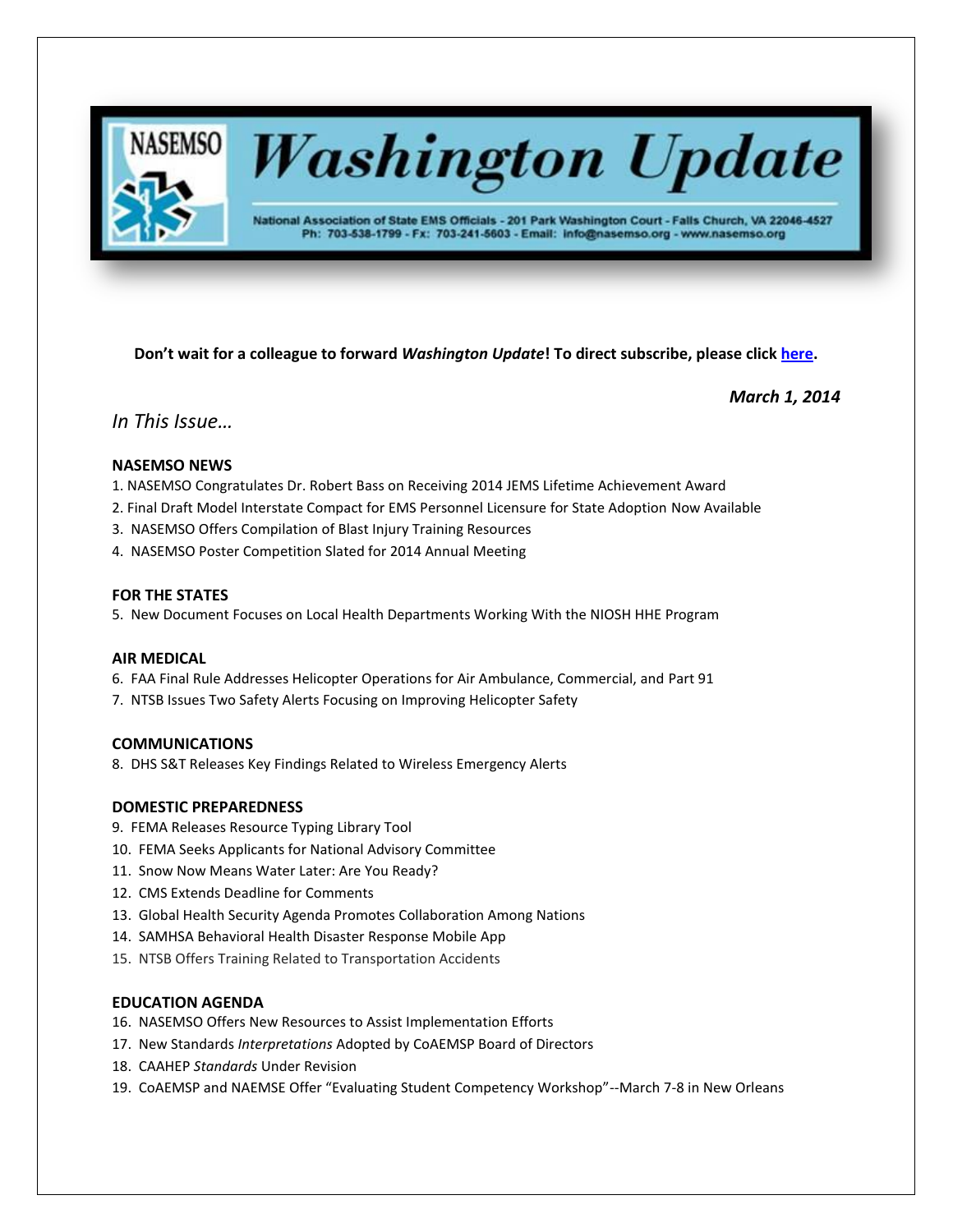# NASEMSO *Washington Update*

National Association of State EMS Officials - 201 Park Washington Court - Falls Church, VA 22046-4527
Ph: 703-538-1799 - Fx: 703-241-5603 - Email: info@nasemso.org - www.nasemso.org

**Don't wait for a colleague to forward *Washington Update*! To direct subscribe, please click [here](#).**

***March 1, 2014***

*In This Issue…*

**NASEMSO NEWS**

1. NASEMSO Congratulates Dr. Robert Bass on Receiving 2014 JEMS Lifetime Achievement Award
2. Final Draft Model Interstate Compact for EMS Personnel Licensure for State Adoption Now Available
3. NASEMSO Offers Compilation of Blast Injury Training Resources
4. NASEMSO Poster Competition Slated for 2014 Annual Meeting

**FOR THE STATES**

5. New Document Focuses on Local Health Departments Working With the NIOSH HHE Program

**AIR MEDICAL**

6. FAA Final Rule Addresses Helicopter Operations for Air Ambulance, Commercial, and Part 91
7. NTSB Issues Two Safety Alerts Focusing on Improving Helicopter Safety

**COMMUNICATIONS**

8. DHS S&T Releases Key Findings Related to Wireless Emergency Alerts

**DOMESTIC PREPAREDNESS**

9. FEMA Releases Resource Typing Library Tool
10. FEMA Seeks Applicants for National Advisory Committee
11. Snow Now Means Water Later: Are You Ready?
12. CMS Extends Deadline for Comments
13. Global Health Security Agenda Promotes Collaboration Among Nations
14. SAMHSA Behavioral Health Disaster Response Mobile App
15. NTSB Offers Training Related to Transportation Accidents

**EDUCATION AGENDA**

16. NASEMSO Offers New Resources to Assist Implementation Efforts
17. New Standards *Interpretations* Adopted by CoAEMSP Board of Directors
18. CAAHEP *Standards* Under Revision
19. CoAEMSP and NAEMSE Offer "Evaluating Student Competency Workshop"--March 7-8 in New Orleans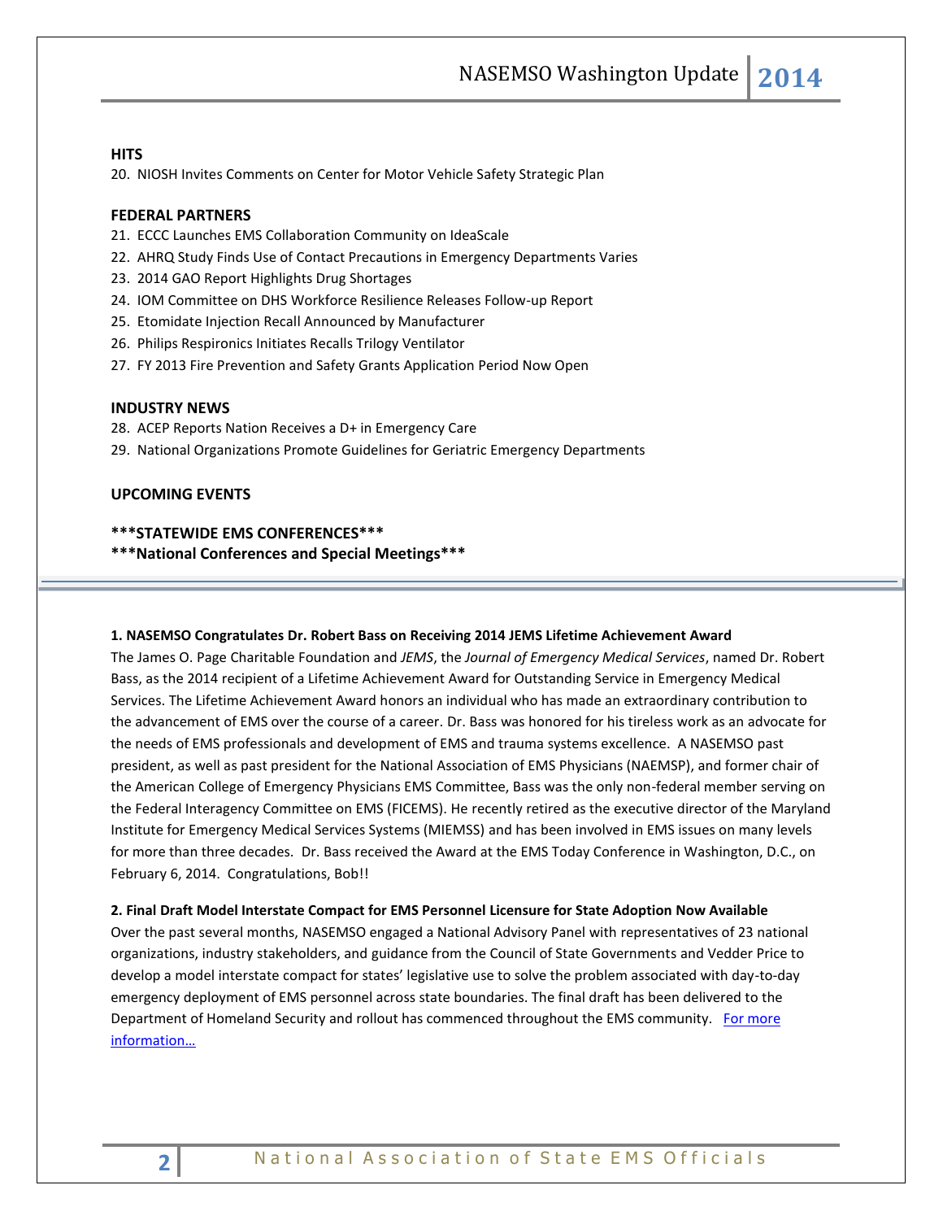**HITS**

20. NIOSH Invites Comments on Center for Motor Vehicle Safety Strategic Plan

**FEDERAL PARTNERS**

21. ECCC Launches EMS Collaboration Community on IdeaScale
22. AHRQ Study Finds Use of Contact Precautions in Emergency Departments Varies
23. 2014 GAO Report Highlights Drug Shortages
24. IOM Committee on DHS Workforce Resilience Releases Follow-up Report
25. Etomidate Injection Recall Announced by Manufacturer
26. Philips Respironics Initiates Recalls Trilogy Ventilator
27. FY 2013 Fire Prevention and Safety Grants Application Period Now Open

**INDUSTRY NEWS**

28. ACEP Reports Nation Receives a D+ in Emergency Care
29. National Organizations Promote Guidelines for Geriatric Emergency Departments

**UPCOMING EVENTS**

**\*\*\*STATEWIDE EMS CONFERENCES\*\*\***

**\*\*\*National Conferences and Special Meetings\*\*\***

---

**1. NASEMSO Congratulates Dr. Robert Bass on Receiving 2014 JEMS Lifetime Achievement Award**

The James O. Page Charitable Foundation and *JEMS*, the *Journal of Emergency Medical Services*, named Dr. Robert Bass, as the 2014 recipient of a Lifetime Achievement Award for Outstanding Service in Emergency Medical Services. The Lifetime Achievement Award honors an individual who has made an extraordinary contribution to the advancement of EMS over the course of a career. Dr. Bass was honored for his tireless work as an advocate for the needs of EMS professionals and development of EMS and trauma systems excellence. A NASEMSO past president, as well as past president for the National Association of EMS Physicians (NAEMSP), and former chair of the American College of Emergency Physicians EMS Committee, Bass was the only non-federal member serving on the Federal Interagency Committee on EMS (FICEMS). He recently retired as the executive director of the Maryland Institute for Emergency Medical Services Systems (MIEMSS) and has been involved in EMS issues on many levels for more than three decades. Dr. Bass received the Award at the EMS Today Conference in Washington, D.C., on February 6, 2014. Congratulations, Bob!!

**2. Final Draft Model Interstate Compact for EMS Personnel Licensure for State Adoption Now Available**

Over the past several months, NASEMSO engaged a National Advisory Panel with representatives of 23 national organizations, industry stakeholders, and guidance from the Council of State Governments and Vedder Price to develop a model interstate compact for states' legislative use to solve the problem associated with day-to-day emergency deployment of EMS personnel across state boundaries. The final draft has been delivered to the Department of Homeland Security and rollout has commenced throughout the EMS community. For more information…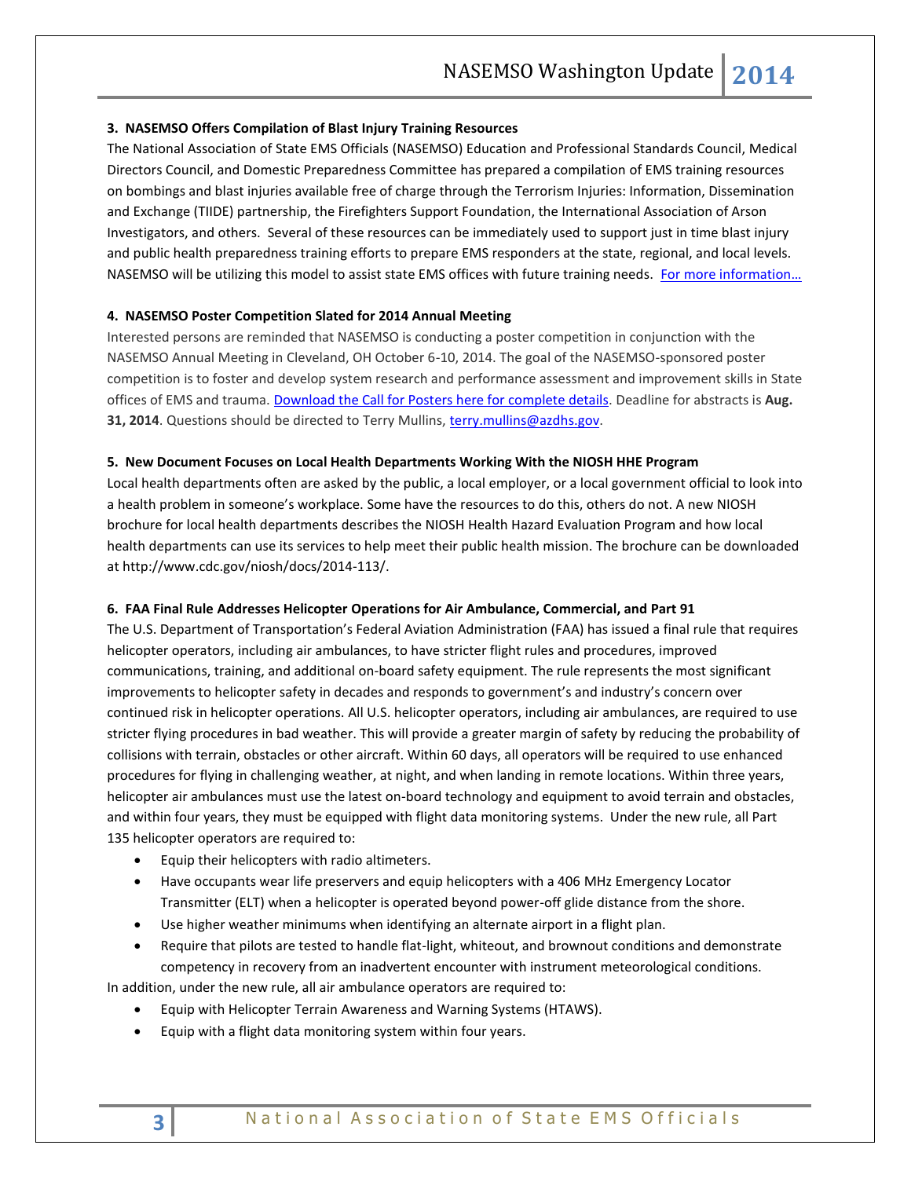**3. NASEMSO Offers Compilation of Blast Injury Training Resources**

The National Association of State EMS Officials (NASEMSO) Education and Professional Standards Council, Medical Directors Council, and Domestic Preparedness Committee has prepared a compilation of EMS training resources on bombings and blast injuries available free of charge through the Terrorism Injuries: Information, Dissemination and Exchange (TIIDE) partnership, the Firefighters Support Foundation, the International Association of Arson Investigators, and others. Several of these resources can be immediately used to support just in time blast injury and public health preparedness training efforts to prepare EMS responders at the state, regional, and local levels. NASEMSO will be utilizing this model to assist state EMS offices with future training needs. For more information…

**4. NASEMSO Poster Competition Slated for 2014 Annual Meeting**

Interested persons are reminded that NASEMSO is conducting a poster competition in conjunction with the NASEMSO Annual Meeting in Cleveland, OH October 6-10, 2014. The goal of the NASEMSO-sponsored poster competition is to foster and develop system research and performance assessment and improvement skills in State offices of EMS and trauma. Download the Call for Posters here for complete details. Deadline for abstracts is **Aug. 31, 2014**. Questions should be directed to Terry Mullins, terry.mullins@azdhs.gov.

**5. New Document Focuses on Local Health Departments Working With the NIOSH HHE Program**

Local health departments often are asked by the public, a local employer, or a local government official to look into a health problem in someone's workplace. Some have the resources to do this, others do not. A new NIOSH brochure for local health departments describes the NIOSH Health Hazard Evaluation Program and how local health departments can use its services to help meet their public health mission. The brochure can be downloaded at http://www.cdc.gov/niosh/docs/2014-113/.

**6. FAA Final Rule Addresses Helicopter Operations for Air Ambulance, Commercial, and Part 91**

The U.S. Department of Transportation's Federal Aviation Administration (FAA) has issued a final rule that requires helicopter operators, including air ambulances, to have stricter flight rules and procedures, improved communications, training, and additional on-board safety equipment. The rule represents the most significant improvements to helicopter safety in decades and responds to government's and industry's concern over continued risk in helicopter operations. All U.S. helicopter operators, including air ambulances, are required to use stricter flying procedures in bad weather. This will provide a greater margin of safety by reducing the probability of collisions with terrain, obstacles or other aircraft. Within 60 days, all operators will be required to use enhanced procedures for flying in challenging weather, at night, and when landing in remote locations. Within three years, helicopter air ambulances must use the latest on-board technology and equipment to avoid terrain and obstacles, and within four years, they must be equipped with flight data monitoring systems. Under the new rule, all Part 135 helicopter operators are required to:

- Equip their helicopters with radio altimeters.
- Have occupants wear life preservers and equip helicopters with a 406 MHz Emergency Locator Transmitter (ELT) when a helicopter is operated beyond power-off glide distance from the shore.
- Use higher weather minimums when identifying an alternate airport in a flight plan.
- Require that pilots are tested to handle flat-light, whiteout, and brownout conditions and demonstrate competency in recovery from an inadvertent encounter with instrument meteorological conditions.

In addition, under the new rule, all air ambulance operators are required to:

- Equip with Helicopter Terrain Awareness and Warning Systems (HTAWS).
- Equip with a flight data monitoring system within four years.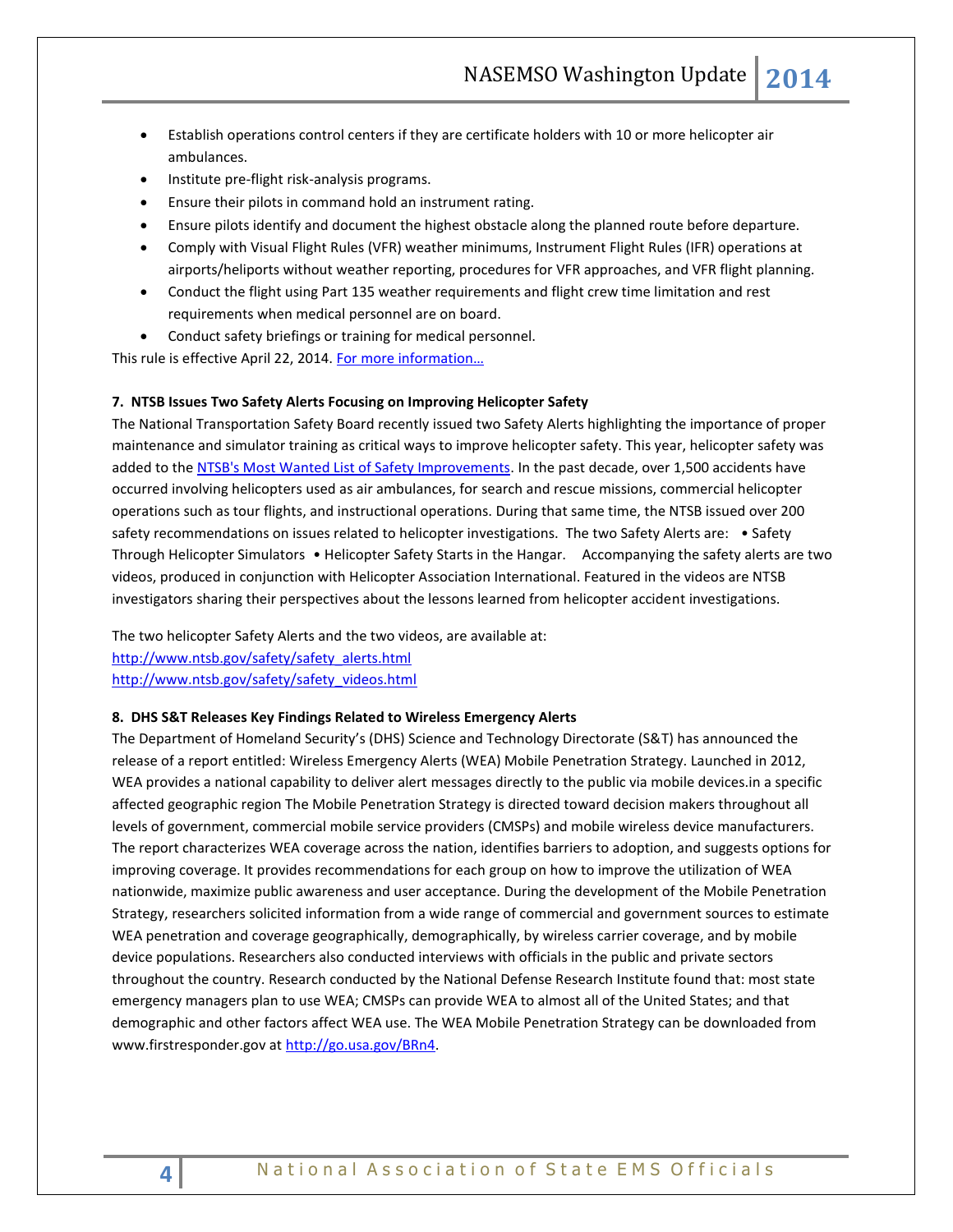- Establish operations control centers if they are certificate holders with 10 or more helicopter air ambulances.
- Institute pre-flight risk-analysis programs.
- Ensure their pilots in command hold an instrument rating.
- Ensure pilots identify and document the highest obstacle along the planned route before departure.
- Comply with Visual Flight Rules (VFR) weather minimums, Instrument Flight Rules (IFR) operations at airports/heliports without weather reporting, procedures for VFR approaches, and VFR flight planning.
- Conduct the flight using Part 135 weather requirements and flight crew time limitation and rest requirements when medical personnel are on board.
- Conduct safety briefings or training for medical personnel.

This rule is effective April 22, 2014. [For more information…]

**7. NTSB Issues Two Safety Alerts Focusing on Improving Helicopter Safety**

The National Transportation Safety Board recently issued two Safety Alerts highlighting the importance of proper maintenance and simulator training as critical ways to improve helicopter safety. This year, helicopter safety was added to the [NTSB's Most Wanted List of Safety Improvements]. In the past decade, over 1,500 accidents have occurred involving helicopters used as air ambulances, for search and rescue missions, commercial helicopter operations such as tour flights, and instructional operations. During that same time, the NTSB issued over 200 safety recommendations on issues related to helicopter investigations. The two Safety Alerts are: • Safety Through Helicopter Simulators • Helicopter Safety Starts in the Hangar. Accompanying the safety alerts are two videos, produced in conjunction with Helicopter Association International. Featured in the videos are NTSB investigators sharing their perspectives about the lessons learned from helicopter accident investigations.

The two helicopter Safety Alerts and the two videos, are available at:
http://www.ntsb.gov/safety/safety_alerts.html
http://www.ntsb.gov/safety/safety_videos.html

**8. DHS S&T Releases Key Findings Related to Wireless Emergency Alerts**

The Department of Homeland Security's (DHS) Science and Technology Directorate (S&T) has announced the release of a report entitled: Wireless Emergency Alerts (WEA) Mobile Penetration Strategy. Launched in 2012, WEA provides a national capability to deliver alert messages directly to the public via mobile devices.in a specific affected geographic region The Mobile Penetration Strategy is directed toward decision makers throughout all levels of government, commercial mobile service providers (CMSPs) and mobile wireless device manufacturers. The report characterizes WEA coverage across the nation, identifies barriers to adoption, and suggests options for improving coverage. It provides recommendations for each group on how to improve the utilization of WEA nationwide, maximize public awareness and user acceptance. During the development of the Mobile Penetration Strategy, researchers solicited information from a wide range of commercial and government sources to estimate WEA penetration and coverage geographically, demographically, by wireless carrier coverage, and by mobile device populations. Researchers also conducted interviews with officials in the public and private sectors throughout the country. Research conducted by the National Defense Research Institute found that: most state emergency managers plan to use WEA; CMSPs can provide WEA to almost all of the United States; and that demographic and other factors affect WEA use. The WEA Mobile Penetration Strategy can be downloaded from www.firstresponder.gov at http://go.usa.gov/BRn4.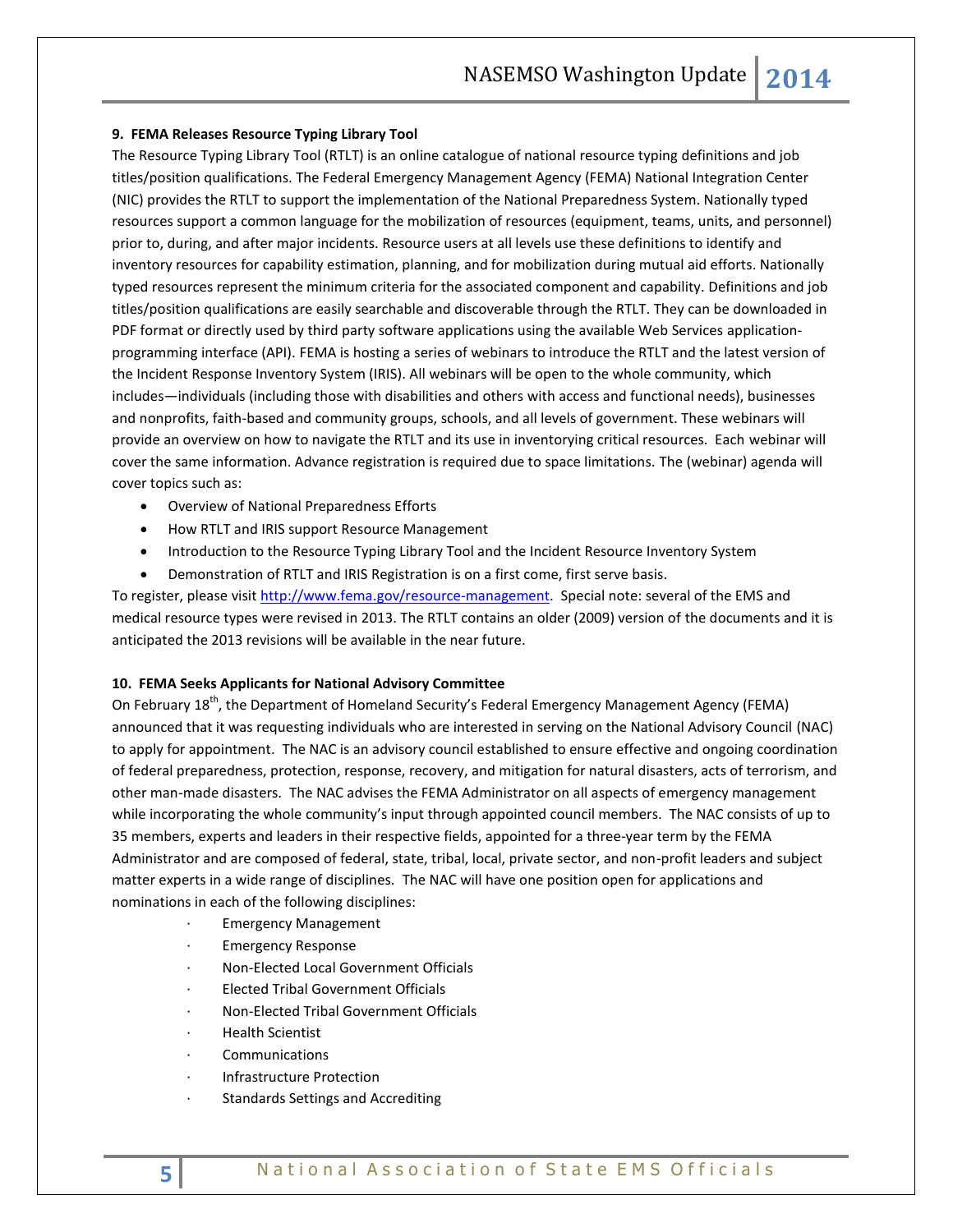**9. FEMA Releases Resource Typing Library Tool**

The Resource Typing Library Tool (RTLT) is an online catalogue of national resource typing definitions and job titles/position qualifications. The Federal Emergency Management Agency (FEMA) National Integration Center (NIC) provides the RTLT to support the implementation of the National Preparedness System. Nationally typed resources support a common language for the mobilization of resources (equipment, teams, units, and personnel) prior to, during, and after major incidents. Resource users at all levels use these definitions to identify and inventory resources for capability estimation, planning, and for mobilization during mutual aid efforts. Nationally typed resources represent the minimum criteria for the associated component and capability. Definitions and job titles/position qualifications are easily searchable and discoverable through the RTLT. They can be downloaded in PDF format or directly used by third party software applications using the available Web Services application-programming interface (API). FEMA is hosting a series of webinars to introduce the RTLT and the latest version of the Incident Response Inventory System (IRIS). All webinars will be open to the whole community, which includes—individuals (including those with disabilities and others with access and functional needs), businesses and nonprofits, faith-based and community groups, schools, and all levels of government. These webinars will provide an overview on how to navigate the RTLT and its use in inventorying critical resources. Each webinar will cover the same information. Advance registration is required due to space limitations. The (webinar) agenda will cover topics such as:

- Overview of National Preparedness Efforts
- How RTLT and IRIS support Resource Management
- Introduction to the Resource Typing Library Tool and the Incident Resource Inventory System
- Demonstration of RTLT and IRIS Registration is on a first come, first serve basis.

To register, please visit [http://www.fema.gov/resource-management](http://www.fema.gov/resource-management). Special note: several of the EMS and medical resource types were revised in 2013. The RTLT contains an older (2009) version of the documents and it is anticipated the 2013 revisions will be available in the near future.

**10. FEMA Seeks Applicants for National Advisory Committee**

On February 18th, the Department of Homeland Security's Federal Emergency Management Agency (FEMA) announced that it was requesting individuals who are interested in serving on the National Advisory Council (NAC) to apply for appointment. The NAC is an advisory council established to ensure effective and ongoing coordination of federal preparedness, protection, response, recovery, and mitigation for natural disasters, acts of terrorism, and other man-made disasters. The NAC advises the FEMA Administrator on all aspects of emergency management while incorporating the whole community's input through appointed council members. The NAC consists of up to 35 members, experts and leaders in their respective fields, appointed for a three-year term by the FEMA Administrator and are composed of federal, state, tribal, local, private sector, and non-profit leaders and subject matter experts in a wide range of disciplines. The NAC will have one position open for applications and nominations in each of the following disciplines:

- Emergency Management
- Emergency Response
- Non-Elected Local Government Officials
- Elected Tribal Government Officials
- Non-Elected Tribal Government Officials
- Health Scientist
- Communications
- Infrastructure Protection
- Standards Settings and Accrediting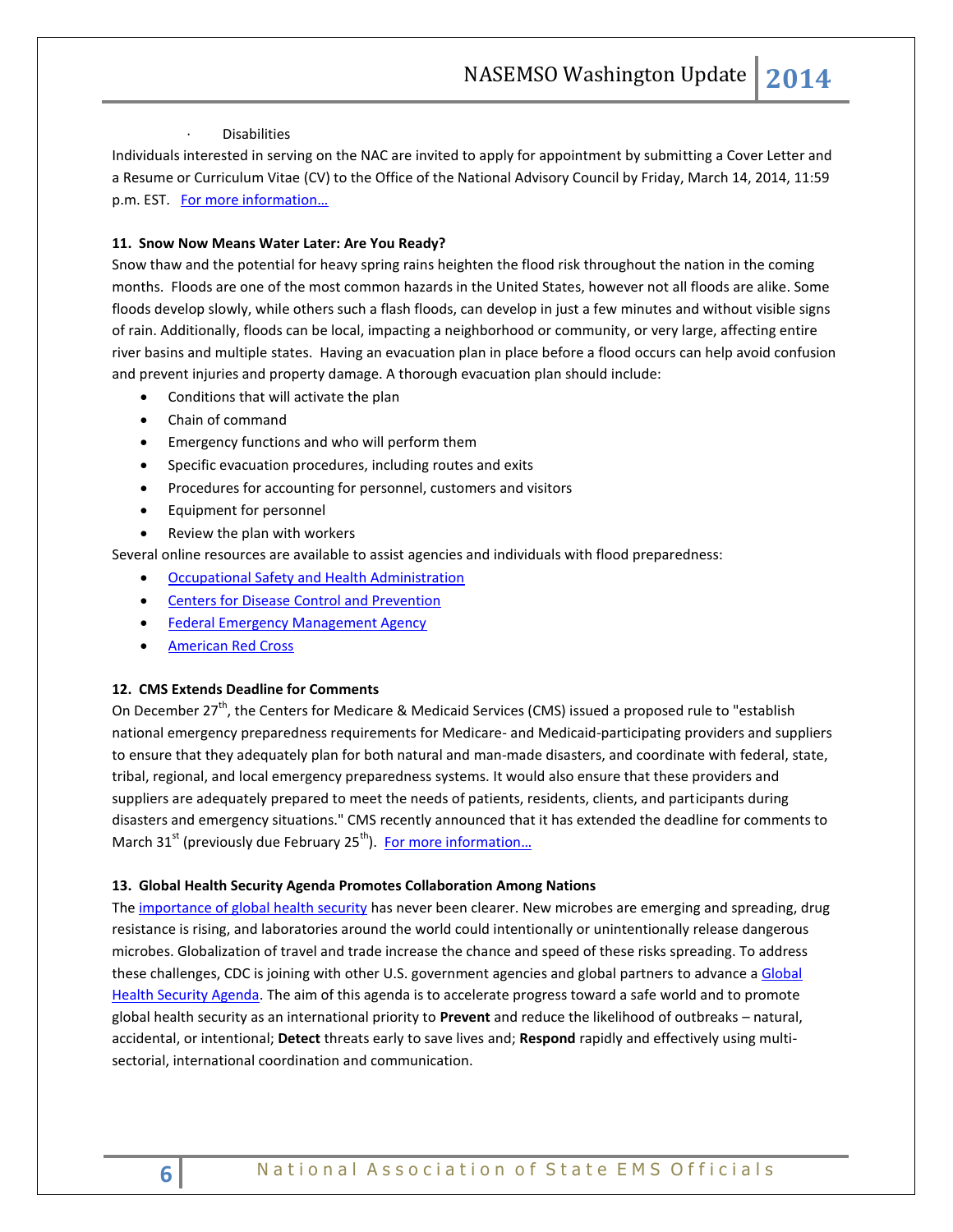- Disabilities

Individuals interested in serving on the NAC are invited to apply for appointment by submitting a Cover Letter and a Resume or Curriculum Vitae (CV) to the Office of the National Advisory Council by Friday, March 14, 2014, 11:59 p.m. EST. For more information…

**11. Snow Now Means Water Later: Are You Ready?**

Snow thaw and the potential for heavy spring rains heighten the flood risk throughout the nation in the coming months. Floods are one of the most common hazards in the United States, however not all floods are alike. Some floods develop slowly, while others such a flash floods, can develop in just a few minutes and without visible signs of rain. Additionally, floods can be local, impacting a neighborhood or community, or very large, affecting entire river basins and multiple states. Having an evacuation plan in place before a flood occurs can help avoid confusion and prevent injuries and property damage. A thorough evacuation plan should include:

- Conditions that will activate the plan
- Chain of command
- Emergency functions and who will perform them
- Specific evacuation procedures, including routes and exits
- Procedures for accounting for personnel, customers and visitors
- Equipment for personnel
- Review the plan with workers

Several online resources are available to assist agencies and individuals with flood preparedness:

- Occupational Safety and Health Administration
- Centers for Disease Control and Prevention
- Federal Emergency Management Agency
- American Red Cross

**12. CMS Extends Deadline for Comments**

On December 27th, the Centers for Medicare & Medicaid Services (CMS) issued a proposed rule to "establish national emergency preparedness requirements for Medicare- and Medicaid-participating providers and suppliers to ensure that they adequately plan for both natural and man-made disasters, and coordinate with federal, state, tribal, regional, and local emergency preparedness systems. It would also ensure that these providers and suppliers are adequately prepared to meet the needs of patients, residents, clients, and participants during disasters and emergency situations." CMS recently announced that it has extended the deadline for comments to March 31st (previously due February 25th). For more information…

**13. Global Health Security Agenda Promotes Collaboration Among Nations**

The importance of global health security has never been clearer. New microbes are emerging and spreading, drug resistance is rising, and laboratories around the world could intentionally or unintentionally release dangerous microbes. Globalization of travel and trade increase the chance and speed of these risks spreading. To address these challenges, CDC is joining with other U.S. government agencies and global partners to advance a Global Health Security Agenda. The aim of this agenda is to accelerate progress toward a safe world and to promote global health security as an international priority to **Prevent** and reduce the likelihood of outbreaks – natural, accidental, or intentional; **Detect** threats early to save lives and; **Respond** rapidly and effectively using multi-sectorial, international coordination and communication.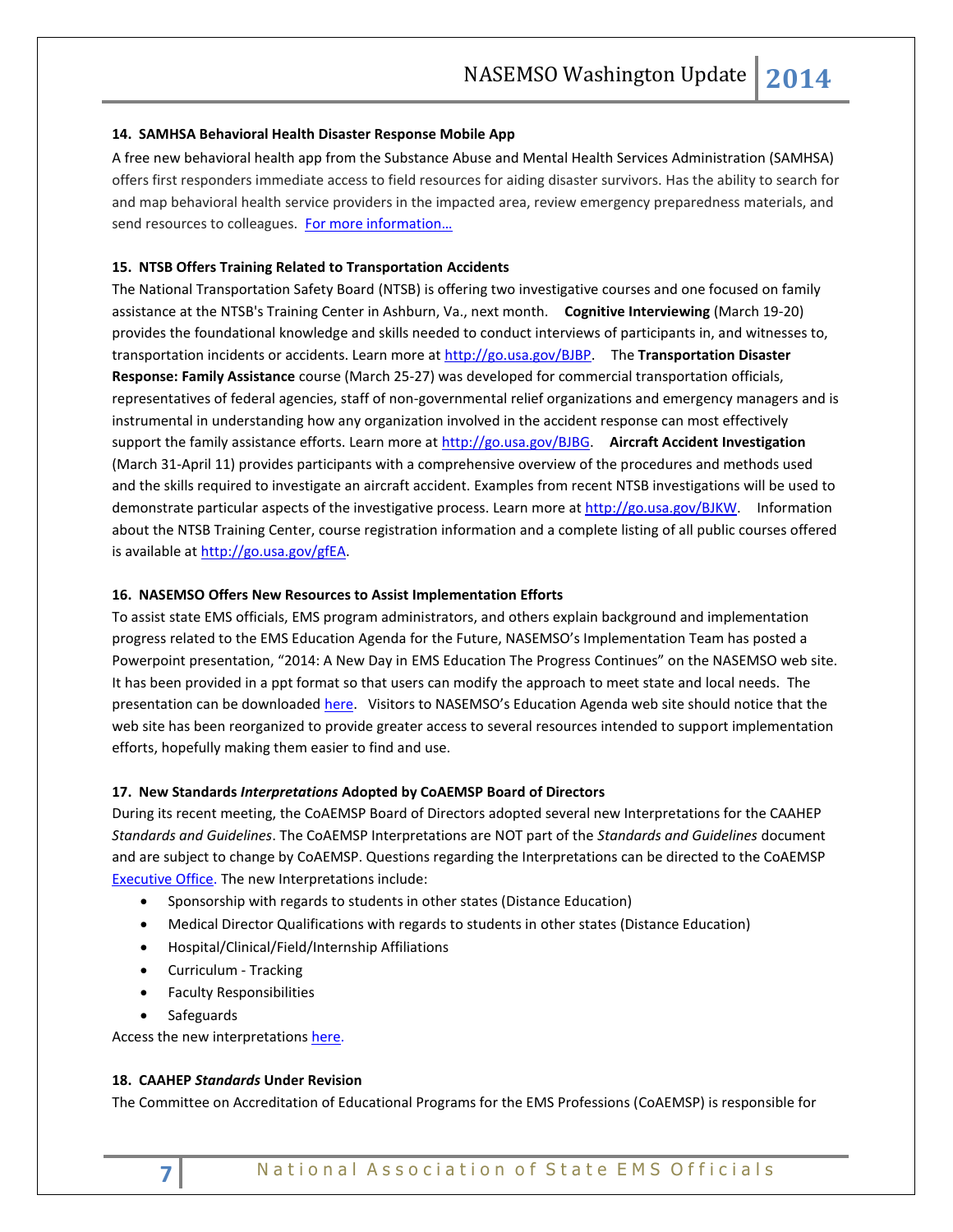**14. SAMHSA Behavioral Health Disaster Response Mobile App**

A free new behavioral health app from the Substance Abuse and Mental Health Services Administration (SAMHSA) offers first responders immediate access to field resources for aiding disaster survivors. Has the ability to search for and map behavioral health service providers in the impacted area, review emergency preparedness materials, and send resources to colleagues. For more information…

**15. NTSB Offers Training Related to Transportation Accidents**

The National Transportation Safety Board (NTSB) is offering two investigative courses and one focused on family assistance at the NTSB's Training Center in Ashburn, Va., next month. **Cognitive Interviewing** (March 19-20) provides the foundational knowledge and skills needed to conduct interviews of participants in, and witnesses to, transportation incidents or accidents. Learn more at http://go.usa.gov/BJBP. The **Transportation Disaster Response: Family Assistance** course (March 25-27) was developed for commercial transportation officials, representatives of federal agencies, staff of non-governmental relief organizations and emergency managers and is instrumental in understanding how any organization involved in the accident response can most effectively support the family assistance efforts. Learn more at http://go.usa.gov/BJBG. **Aircraft Accident Investigation** (March 31-April 11) provides participants with a comprehensive overview of the procedures and methods used and the skills required to investigate an aircraft accident. Examples from recent NTSB investigations will be used to demonstrate particular aspects of the investigative process. Learn more at http://go.usa.gov/BJKW. Information about the NTSB Training Center, course registration information and a complete listing of all public courses offered is available at http://go.usa.gov/gfEA.

**16. NASEMSO Offers New Resources to Assist Implementation Efforts**

To assist state EMS officials, EMS program administrators, and others explain background and implementation progress related to the EMS Education Agenda for the Future, NASEMSO's Implementation Team has posted a Powerpoint presentation, "2014: A New Day in EMS Education The Progress Continues" on the NASEMSO web site. It has been provided in a ppt format so that users can modify the approach to meet state and local needs. The presentation can be downloaded here. Visitors to NASEMSO's Education Agenda web site should notice that the web site has been reorganized to provide greater access to several resources intended to support implementation efforts, hopefully making them easier to find and use.

**17. New Standards *Interpretations* Adopted by CoAEMSP Board of Directors**

During its recent meeting, the CoAEMSP Board of Directors adopted several new Interpretations for the CAAHEP *Standards and Guidelines*. The CoAEMSP Interpretations are NOT part of the *Standards and Guidelines* document and are subject to change by CoAEMSP. Questions regarding the Interpretations can be directed to the CoAEMSP Executive Office. The new Interpretations include:

- Sponsorship with regards to students in other states (Distance Education)
- Medical Director Qualifications with regards to students in other states (Distance Education)
- Hospital/Clinical/Field/Internship Affiliations
- Curriculum - Tracking
- Faculty Responsibilities
- Safeguards

Access the new interpretations here.

**18. CAAHEP *Standards* Under Revision**

The Committee on Accreditation of Educational Programs for the EMS Professions (CoAEMSP) is responsible for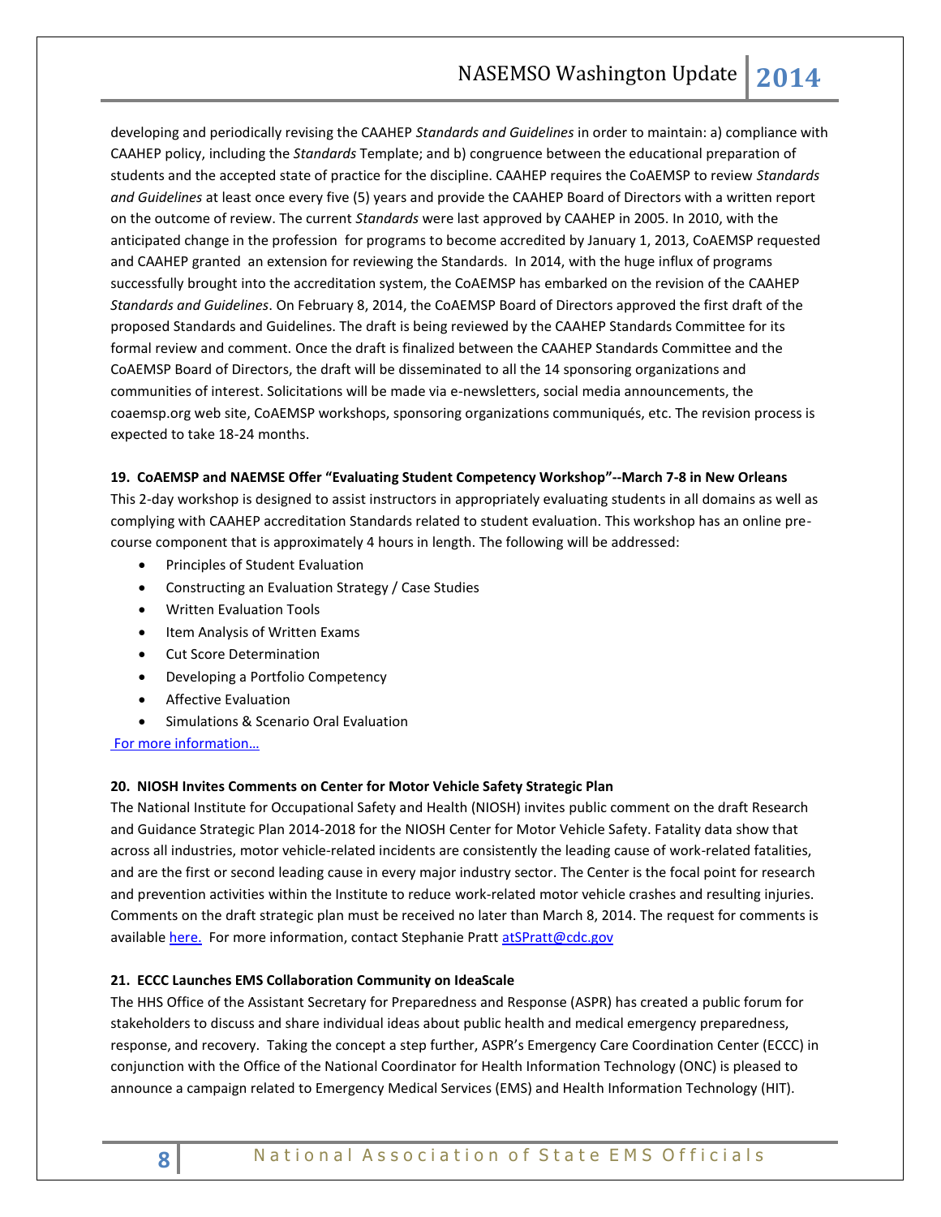developing and periodically revising the CAAHEP *Standards and Guidelines* in order to maintain: a) compliance with CAAHEP policy, including the *Standards* Template; and b) congruence between the educational preparation of students and the accepted state of practice for the discipline. CAAHEP requires the CoAEMSP to review *Standards and Guidelines* at least once every five (5) years and provide the CAAHEP Board of Directors with a written report on the outcome of review. The current *Standards* were last approved by CAAHEP in 2005. In 2010, with the anticipated change in the profession for programs to become accredited by January 1, 2013, CoAEMSP requested and CAAHEP granted an extension for reviewing the Standards. In 2014, with the huge influx of programs successfully brought into the accreditation system, the CoAEMSP has embarked on the revision of the CAAHEP *Standards and Guidelines*. On February 8, 2014, the CoAEMSP Board of Directors approved the first draft of the proposed Standards and Guidelines. The draft is being reviewed by the CAAHEP Standards Committee for its formal review and comment. Once the draft is finalized between the CAAHEP Standards Committee and the CoAEMSP Board of Directors, the draft will be disseminated to all the 14 sponsoring organizations and communities of interest. Solicitations will be made via e-newsletters, social media announcements, the coaemsp.org web site, CoAEMSP workshops, sponsoring organizations communiqués, etc. The revision process is expected to take 18-24 months.

**19. CoAEMSP and NAEMSE Offer "Evaluating Student Competency Workshop"--March 7-8 in New Orleans**

This 2-day workshop is designed to assist instructors in appropriately evaluating students in all domains as well as complying with CAAHEP accreditation Standards related to student evaluation. This workshop has an online pre-course component that is approximately 4 hours in length. The following will be addressed:

- Principles of Student Evaluation
- Constructing an Evaluation Strategy / Case Studies
- Written Evaluation Tools
- Item Analysis of Written Exams
- Cut Score Determination
- Developing a Portfolio Competency
- Affective Evaluation
- Simulations & Scenario Oral Evaluation

For more information…

**20. NIOSH Invites Comments on Center for Motor Vehicle Safety Strategic Plan**

The National Institute for Occupational Safety and Health (NIOSH) invites public comment on the draft Research and Guidance Strategic Plan 2014-2018 for the NIOSH Center for Motor Vehicle Safety. Fatality data show that across all industries, motor vehicle-related incidents are consistently the leading cause of work-related fatalities, and are the first or second leading cause in every major industry sector. The Center is the focal point for research and prevention activities within the Institute to reduce work-related motor vehicle crashes and resulting injuries. Comments on the draft strategic plan must be received no later than March 8, 2014. The request for comments is available here. For more information, contact Stephanie Pratt atSPratt@cdc.gov

**21. ECCC Launches EMS Collaboration Community on IdeaScale**

The HHS Office of the Assistant Secretary for Preparedness and Response (ASPR) has created a public forum for stakeholders to discuss and share individual ideas about public health and medical emergency preparedness, response, and recovery. Taking the concept a step further, ASPR's Emergency Care Coordination Center (ECCC) in conjunction with the Office of the National Coordinator for Health Information Technology (ONC) is pleased to announce a campaign related to Emergency Medical Services (EMS) and Health Information Technology (HIT).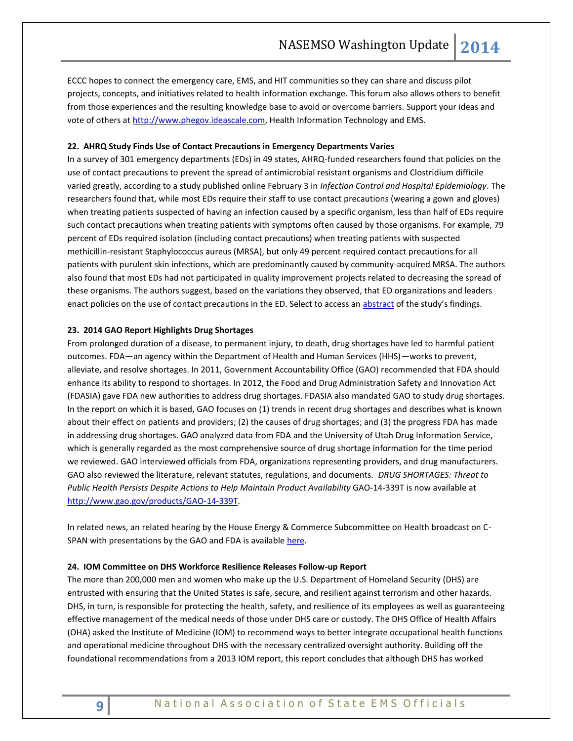ECCC hopes to connect the emergency care, EMS, and HIT communities so they can share and discuss pilot projects, concepts, and initiatives related to health information exchange. This forum also allows others to benefit from those experiences and the resulting knowledge base to avoid or overcome barriers. Support your ideas and vote of others at [http://www.phegov.ideascale.com](http://www.phegov.ideascale.com), Health Information Technology and EMS.

**22. AHRQ Study Finds Use of Contact Precautions in Emergency Departments Varies**

In a survey of 301 emergency departments (EDs) in 49 states, AHRQ-funded researchers found that policies on the use of contact precautions to prevent the spread of antimicrobial resistant organisms and Clostridium difficile varied greatly, according to a study published online February 3 in *Infection Control and Hospital Epidemiology*. The researchers found that, while most EDs require their staff to use contact precautions (wearing a gown and gloves) when treating patients suspected of having an infection caused by a specific organism, less than half of EDs require such contact precautions when treating patients with symptoms often caused by those organisms. For example, 79 percent of EDs required isolation (including contact precautions) when treating patients with suspected methicillin-resistant Staphylococcus aureus (MRSA), but only 49 percent required contact precautions for all patients with purulent skin infections, which are predominantly caused by community-acquired MRSA. The authors also found that most EDs had not participated in quality improvement projects related to decreasing the spread of these organisms. The authors suggest, based on the variations they observed, that ED organizations and leaders enact policies on the use of contact precautions in the ED. Select to access an abstract of the study's findings.

**23. 2014 GAO Report Highlights Drug Shortages**

From prolonged duration of a disease, to permanent injury, to death, drug shortages have led to harmful patient outcomes. FDA—an agency within the Department of Health and Human Services (HHS)—works to prevent, alleviate, and resolve shortages. In 2011, Government Accountability Office (GAO) recommended that FDA should enhance its ability to respond to shortages. In 2012, the Food and Drug Administration Safety and Innovation Act (FDASIA) gave FDA new authorities to address drug shortages. FDASIA also mandated GAO to study drug shortages. In the report on which it is based, GAO focuses on (1) trends in recent drug shortages and describes what is known about their effect on patients and providers; (2) the causes of drug shortages; and (3) the progress FDA has made in addressing drug shortages. GAO analyzed data from FDA and the University of Utah Drug Information Service, which is generally regarded as the most comprehensive source of drug shortage information for the time period we reviewed. GAO interviewed officials from FDA, organizations representing providers, and drug manufacturers. GAO also reviewed the literature, relevant statutes, regulations, and documents. *DRUG SHORTAGES: Threat to Public Health Persists Despite Actions to Help Maintain Product Availability* GAO-14-339T is now available at [http://www.gao.gov/products/GAO-14-339T](http://www.gao.gov/products/GAO-14-339T).

In related news, an related hearing by the House Energy & Commerce Subcommittee on Health broadcast on C-SPAN with presentations by the GAO and FDA is available here.

**24. IOM Committee on DHS Workforce Resilience Releases Follow-up Report**

The more than 200,000 men and women who make up the U.S. Department of Homeland Security (DHS) are entrusted with ensuring that the United States is safe, secure, and resilient against terrorism and other hazards. DHS, in turn, is responsible for protecting the health, safety, and resilience of its employees as well as guaranteeing effective management of the medical needs of those under DHS care or custody. The DHS Office of Health Affairs (OHA) asked the Institute of Medicine (IOM) to recommend ways to better integrate occupational health functions and operational medicine throughout DHS with the necessary centralized oversight authority. Building off the foundational recommendations from a 2013 IOM report, this report concludes that although DHS has worked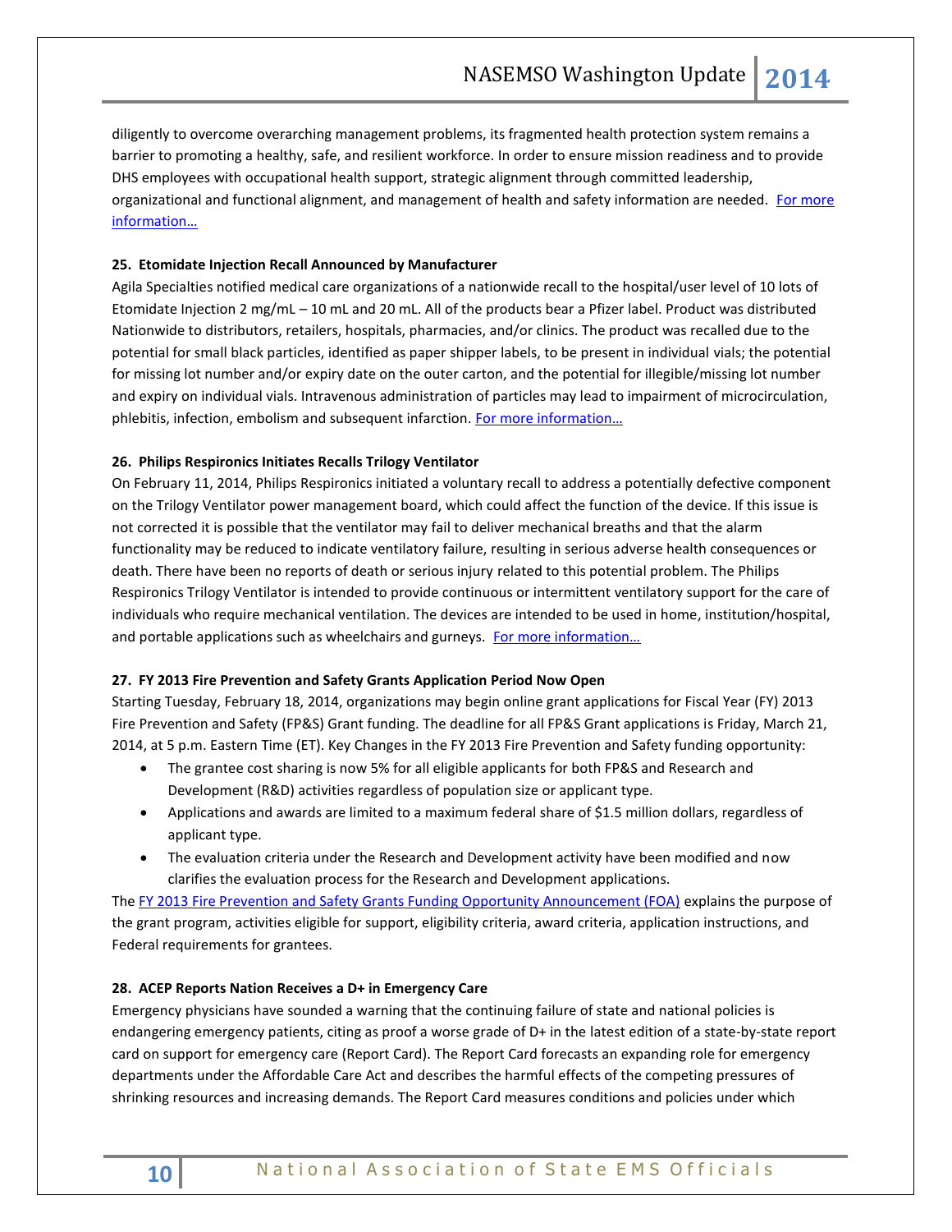diligently to overcome overarching management problems, its fragmented health protection system remains a barrier to promoting a healthy, safe, and resilient workforce. In order to ensure mission readiness and to provide DHS employees with occupational health support, strategic alignment through committed leadership, organizational and functional alignment, and management of health and safety information are needed. For more information…

**25. Etomidate Injection Recall Announced by Manufacturer**

Agila Specialties notified medical care organizations of a nationwide recall to the hospital/user level of 10 lots of Etomidate Injection 2 mg/mL – 10 mL and 20 mL. All of the products bear a Pfizer label. Product was distributed Nationwide to distributors, retailers, hospitals, pharmacies, and/or clinics. The product was recalled due to the potential for small black particles, identified as paper shipper labels, to be present in individual vials; the potential for missing lot number and/or expiry date on the outer carton, and the potential for illegible/missing lot number and expiry on individual vials. Intravenous administration of particles may lead to impairment of microcirculation, phlebitis, infection, embolism and subsequent infarction. For more information…

**26. Philips Respironics Initiates Recalls Trilogy Ventilator**

On February 11, 2014, Philips Respironics initiated a voluntary recall to address a potentially defective component on the Trilogy Ventilator power management board, which could affect the function of the device. If this issue is not corrected it is possible that the ventilator may fail to deliver mechanical breaths and that the alarm functionality may be reduced to indicate ventilatory failure, resulting in serious adverse health consequences or death. There have been no reports of death or serious injury related to this potential problem. The Philips Respironics Trilogy Ventilator is intended to provide continuous or intermittent ventilatory support for the care of individuals who require mechanical ventilation. The devices are intended to be used in home, institution/hospital, and portable applications such as wheelchairs and gurneys. For more information…

**27. FY 2013 Fire Prevention and Safety Grants Application Period Now Open**

Starting Tuesday, February 18, 2014, organizations may begin online grant applications for Fiscal Year (FY) 2013 Fire Prevention and Safety (FP&S) Grant funding. The deadline for all FP&S Grant applications is Friday, March 21, 2014, at 5 p.m. Eastern Time (ET). Key Changes in the FY 2013 Fire Prevention and Safety funding opportunity:

- The grantee cost sharing is now 5% for all eligible applicants for both FP&S and Research and Development (R&D) activities regardless of population size or applicant type.
- Applications and awards are limited to a maximum federal share of $1.5 million dollars, regardless of applicant type.
- The evaluation criteria under the Research and Development activity have been modified and now clarifies the evaluation process for the Research and Development applications.

The FY 2013 Fire Prevention and Safety Grants Funding Opportunity Announcement (FOA) explains the purpose of the grant program, activities eligible for support, eligibility criteria, award criteria, application instructions, and Federal requirements for grantees.

**28. ACEP Reports Nation Receives a D+ in Emergency Care**

Emergency physicians have sounded a warning that the continuing failure of state and national policies is endangering emergency patients, citing as proof a worse grade of D+ in the latest edition of a state-by-state report card on support for emergency care (Report Card). The Report Card forecasts an expanding role for emergency departments under the Affordable Care Act and describes the harmful effects of the competing pressures of shrinking resources and increasing demands. The Report Card measures conditions and policies under which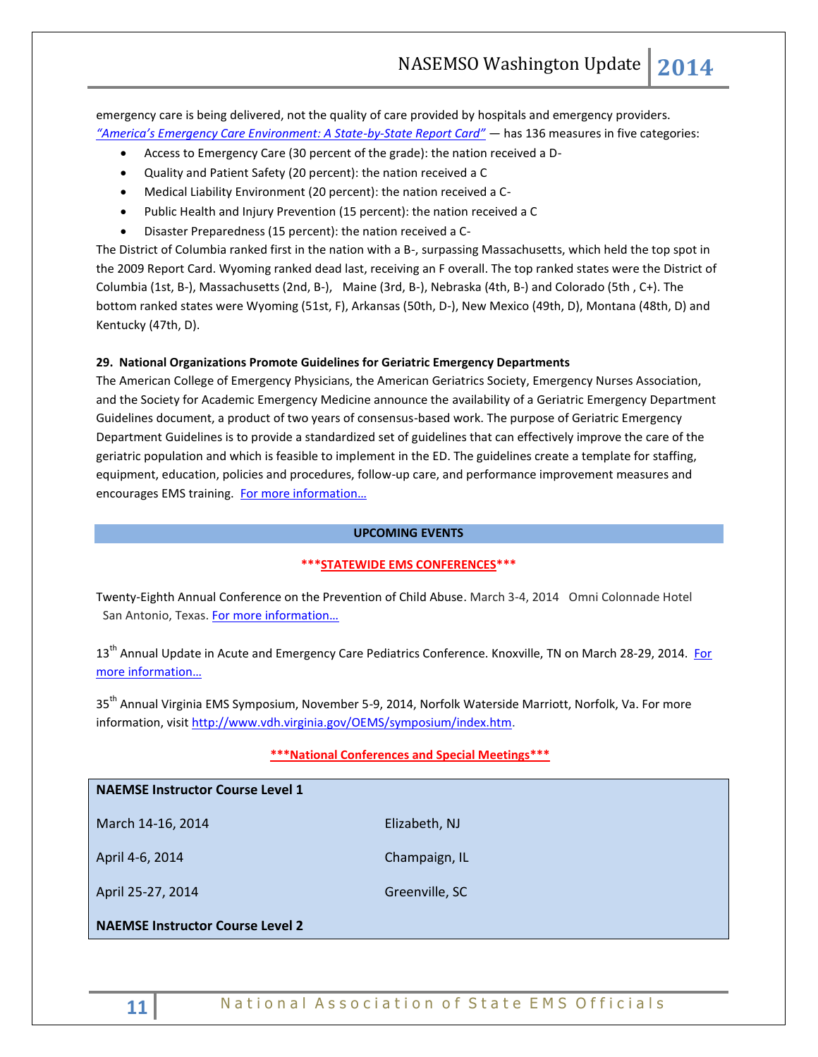emergency care is being delivered, not the quality of care provided by hospitals and emergency providers. *"America's Emergency Care Environment: A State-by-State Report Card"* — has 136 measures in five categories:

- Access to Emergency Care (30 percent of the grade): the nation received a D-
- Quality and Patient Safety (20 percent): the nation received a C
- Medical Liability Environment (20 percent): the nation received a C-
- Public Health and Injury Prevention (15 percent): the nation received a C
- Disaster Preparedness (15 percent): the nation received a C-

The District of Columbia ranked first in the nation with a B-, surpassing Massachusetts, which held the top spot in the 2009 Report Card. Wyoming ranked dead last, receiving an F overall. The top ranked states were the District of Columbia (1st, B-), Massachusetts (2nd, B-), Maine (3rd, B-), Nebraska (4th, B-) and Colorado (5th , C+). The bottom ranked states were Wyoming (51st, F), Arkansas (50th, D-), New Mexico (49th, D), Montana (48th, D) and Kentucky (47th, D).

**29. National Organizations Promote Guidelines for Geriatric Emergency Departments**

The American College of Emergency Physicians, the American Geriatrics Society, Emergency Nurses Association, and the Society for Academic Emergency Medicine announce the availability of a Geriatric Emergency Department Guidelines document, a product of two years of consensus-based work. The purpose of Geriatric Emergency Department Guidelines is to provide a standardized set of guidelines that can effectively improve the care of the geriatric population and which is feasible to implement in the ED. The guidelines create a template for staffing, equipment, education, policies and procedures, follow-up care, and performance improvement measures and encourages EMS training. For more information…

## UPCOMING EVENTS

**\*\*\*STATEWIDE EMS CONFERENCES\*\*\***

Twenty-Eighth Annual Conference on the Prevention of Child Abuse. March 3-4, 2014 Omni Colonnade Hotel San Antonio, Texas. For more information…

13th Annual Update in Acute and Emergency Care Pediatrics Conference. Knoxville, TN on March 28-29, 2014. For more information…

35th Annual Virginia EMS Symposium, November 5-9, 2014, Norfolk Waterside Marriott, Norfolk, Va. For more information, visit http://www.vdh.virginia.gov/OEMS/symposium/index.htm.

**\*\*\*National Conferences and Special Meetings\*\*\***

| **NAEMSE Instructor Course Level 1** | |
|---|---|
| March 14-16, 2014 | Elizabeth, NJ |
| April 4-6, 2014 | Champaign, IL |
| April 25-27, 2014 | Greenville, SC |
| **NAEMSE Instructor Course Level 2** | |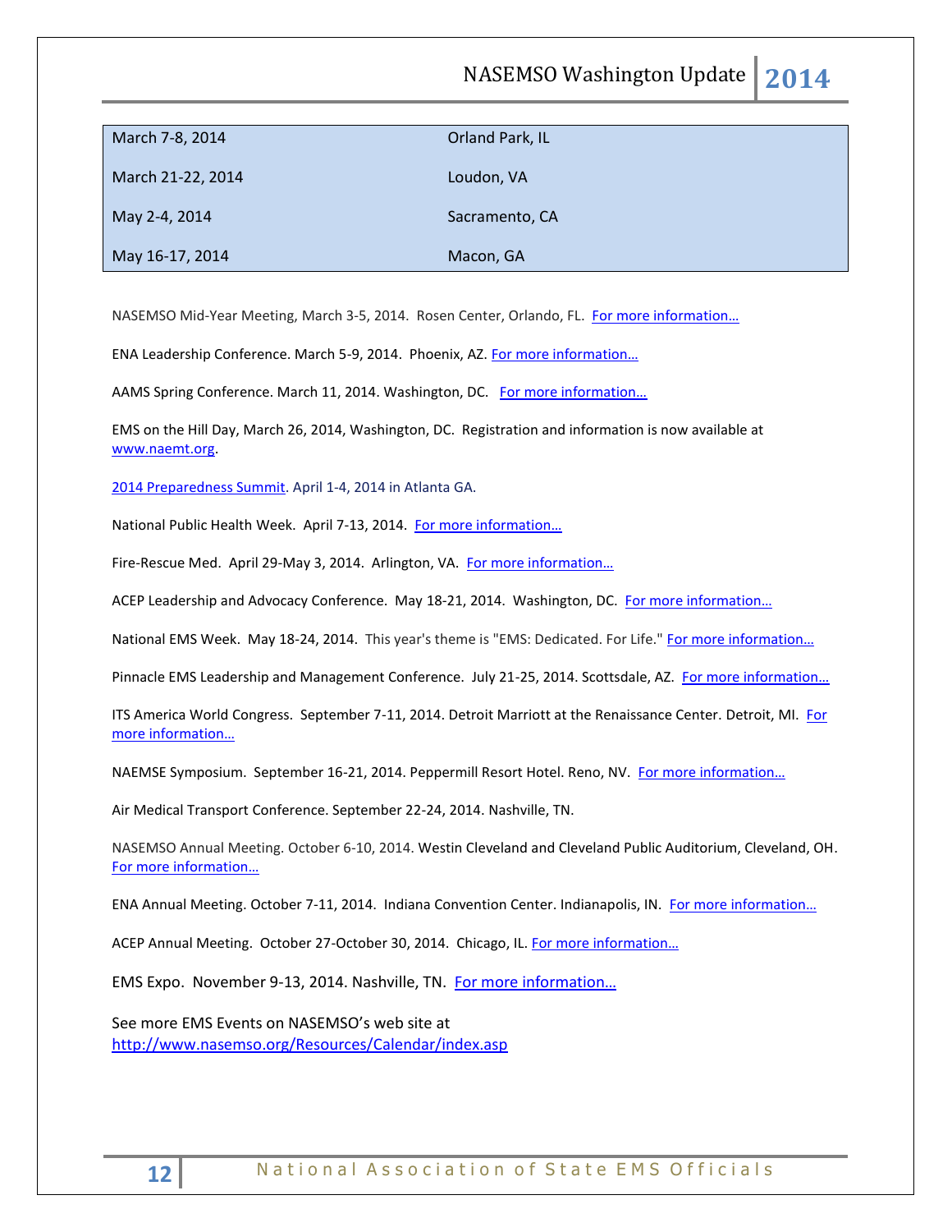| March 7-8, 2014 | Orland Park, IL |
|---|---|
| March 21-22, 2014 | Loudon, VA |
| May 2-4, 2014 | Sacramento, CA |
| May 16-17, 2014 | Macon, GA |

NASEMSO Mid-Year Meeting, March 3-5, 2014. Rosen Center, Orlando, FL. For more information…

ENA Leadership Conference. March 5-9, 2014. Phoenix, AZ. For more information…

AAMS Spring Conference. March 11, 2014. Washington, DC. For more information…

EMS on the Hill Day, March 26, 2014, Washington, DC. Registration and information is now available at www.naemt.org.

2014 Preparedness Summit. April 1-4, 2014 in Atlanta GA.

National Public Health Week. April 7-13, 2014. For more information…

Fire-Rescue Med. April 29-May 3, 2014. Arlington, VA. For more information…

ACEP Leadership and Advocacy Conference. May 18-21, 2014. Washington, DC. For more information…

National EMS Week. May 18-24, 2014. This year's theme is "EMS: Dedicated. For Life." For more information…

Pinnacle EMS Leadership and Management Conference. July 21-25, 2014. Scottsdale, AZ. For more information…

ITS America World Congress. September 7-11, 2014. Detroit Marriott at the Renaissance Center. Detroit, MI. For more information…

NAEMSE Symposium. September 16-21, 2014. Peppermill Resort Hotel. Reno, NV. For more information…

Air Medical Transport Conference. September 22-24, 2014. Nashville, TN.

NASEMSO Annual Meeting. October 6-10, 2014. Westin Cleveland and Cleveland Public Auditorium, Cleveland, OH. For more information…

ENA Annual Meeting. October 7-11, 2014. Indiana Convention Center. Indianapolis, IN. For more information…

ACEP Annual Meeting. October 27-October 30, 2014. Chicago, IL. For more information…

EMS Expo. November 9-13, 2014. Nashville, TN. For more information…

See more EMS Events on NASEMSO's web site at http://www.nasemso.org/Resources/Calendar/index.asp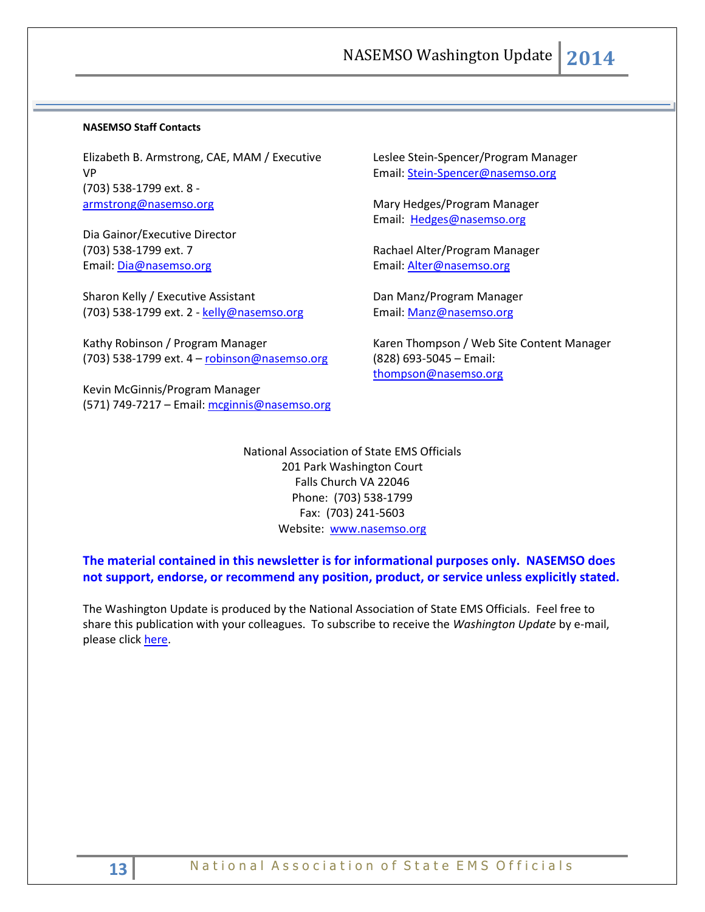**NASEMSO Staff Contacts**

Elizabeth B. Armstrong, CAE, MAM / Executive VP
(703) 538-1799 ext. 8 - armstrong@nasemso.org

Dia Gainor/Executive Director
(703) 538-1799 ext. 7
Email: Dia@nasemso.org

Sharon Kelly / Executive Assistant
(703) 538-1799 ext. 2 - kelly@nasemso.org

Kathy Robinson / Program Manager
(703) 538-1799 ext. 4 – robinson@nasemso.org

Kevin McGinnis/Program Manager
(571) 749-7217 – Email: mcginnis@nasemso.org

Leslee Stein-Spencer/Program Manager
Email: Stein-Spencer@nasemso.org

Mary Hedges/Program Manager
Email: Hedges@nasemso.org

Rachael Alter/Program Manager
Email: Alter@nasemso.org

Dan Manz/Program Manager
Email: Manz@nasemso.org

Karen Thompson / Web Site Content Manager
(828) 693-5045 – Email: thompson@nasemso.org

National Association of State EMS Officials
201 Park Washington Court
Falls Church VA 22046
Phone: (703) 538-1799
Fax: (703) 241-5603
Website: www.nasemso.org

**The material contained in this newsletter is for informational purposes only. NASEMSO does not support, endorse, or recommend any position, product, or service unless explicitly stated.**

The Washington Update is produced by the National Association of State EMS Officials. Feel free to share this publication with your colleagues. To subscribe to receive the *Washington Update* by e-mail, please click here.